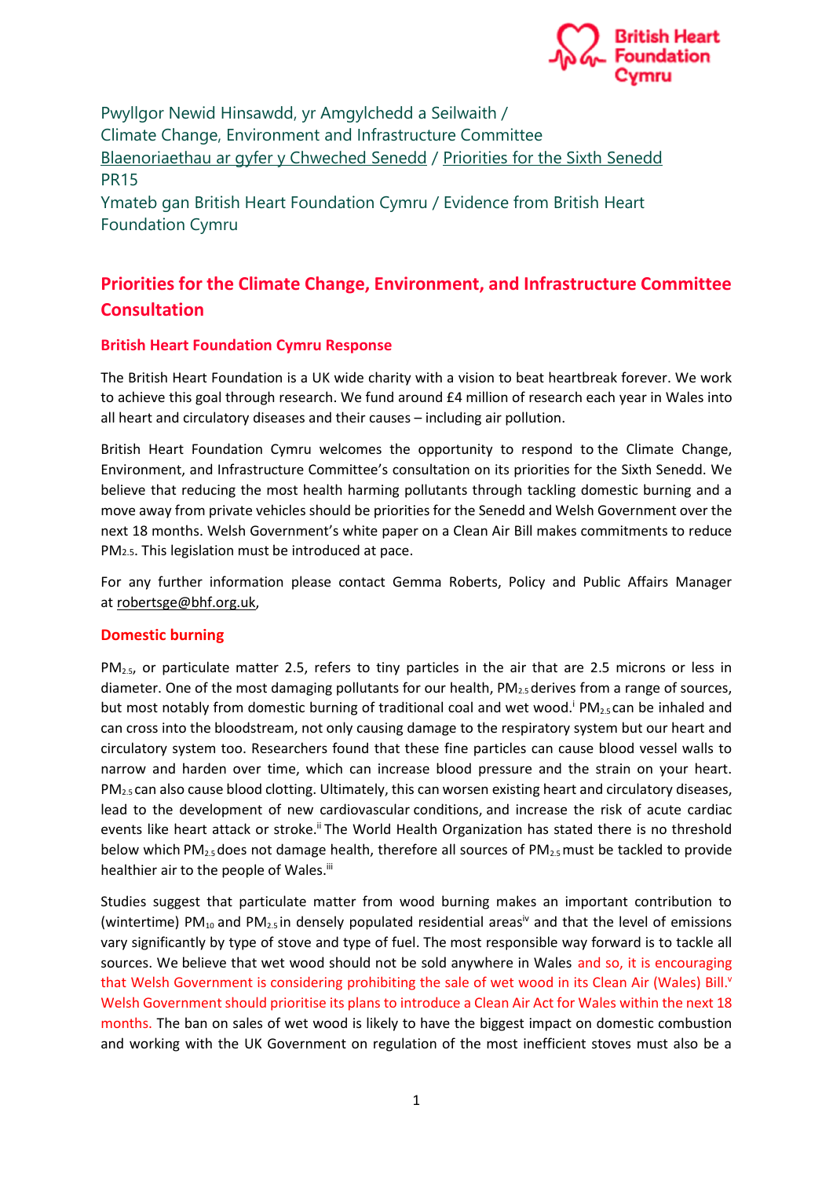British Heart Foundation Cymru

Pwyllgor Newid Hinsawdd, yr Amgylchedd a Seilwaith /
Climate Change, Environment and Infrastructure Committee
Blaenoriaethau ar gyfer y Chweched Senedd / Priorities for the Sixth Senedd
PR15
Ymateb gan British Heart Foundation Cymru / Evidence from British Heart Foundation Cymru

# Priorities for the Climate Change, Environment, and Infrastructure Committee Consultation

## British Heart Foundation Cymru Response

The British Heart Foundation is a UK wide charity with a vision to beat heartbreak forever. We work to achieve this goal through research. We fund around £4 million of research each year in Wales into all heart and circulatory diseases and their causes – including air pollution.

British Heart Foundation Cymru welcomes the opportunity to respond to the Climate Change, Environment, and Infrastructure Committee's consultation on its priorities for the Sixth Senedd. We believe that reducing the most health harming pollutants through tackling domestic burning and a move away from private vehicles should be priorities for the Senedd and Welsh Government over the next 18 months. Welsh Government's white paper on a Clean Air Bill makes commitments to reduce $PM_{2.5}$. This legislation must be introduced at pace.

For any further information please contact Gemma Roberts, Policy and Public Affairs Manager at robertsge@bhf.org.uk,

## Domestic burning

$PM_{2.5}$, or particulate matter 2.5, refers to tiny particles in the air that are 2.5 microns or less in diameter. One of the most damaging pollutants for our health, $PM_{2.5}$ derives from a range of sources, but most notably from domestic burning of traditional coal and wet wood.[i] $PM_{2.5}$ can be inhaled and can cross into the bloodstream, not only causing damage to the respiratory system but our heart and circulatory system too. Researchers found that these fine particles can cause blood vessel walls to narrow and harden over time, which can increase blood pressure and the strain on your heart. $PM_{2.5}$ can also cause blood clotting. Ultimately, this can worsen existing heart and circulatory diseases, lead to the development of new cardiovascular conditions, and increase the risk of acute cardiac events like heart attack or stroke.[ii] The World Health Organization has stated there is no threshold below which $PM_{2.5}$ does not damage health, therefore all sources of $PM_{2.5}$ must be tackled to provide healthier air to the people of Wales.[iii]

Studies suggest that particulate matter from wood burning makes an important contribution to (wintertime) $PM_{10}$ and $PM_{2.5}$ in densely populated residential areas[iv] and that the level of emissions vary significantly by type of stove and type of fuel. The most responsible way forward is to tackle all sources. We believe that wet wood should not be sold anywhere in Wales and so, it is encouraging that Welsh Government is considering prohibiting the sale of wet wood in its Clean Air (Wales) Bill.[v] Welsh Government should prioritise its plans to introduce a Clean Air Act for Wales within the next 18 months. The ban on sales of wet wood is likely to have the biggest impact on domestic combustion and working with the UK Government on regulation of the most inefficient stoves must also be a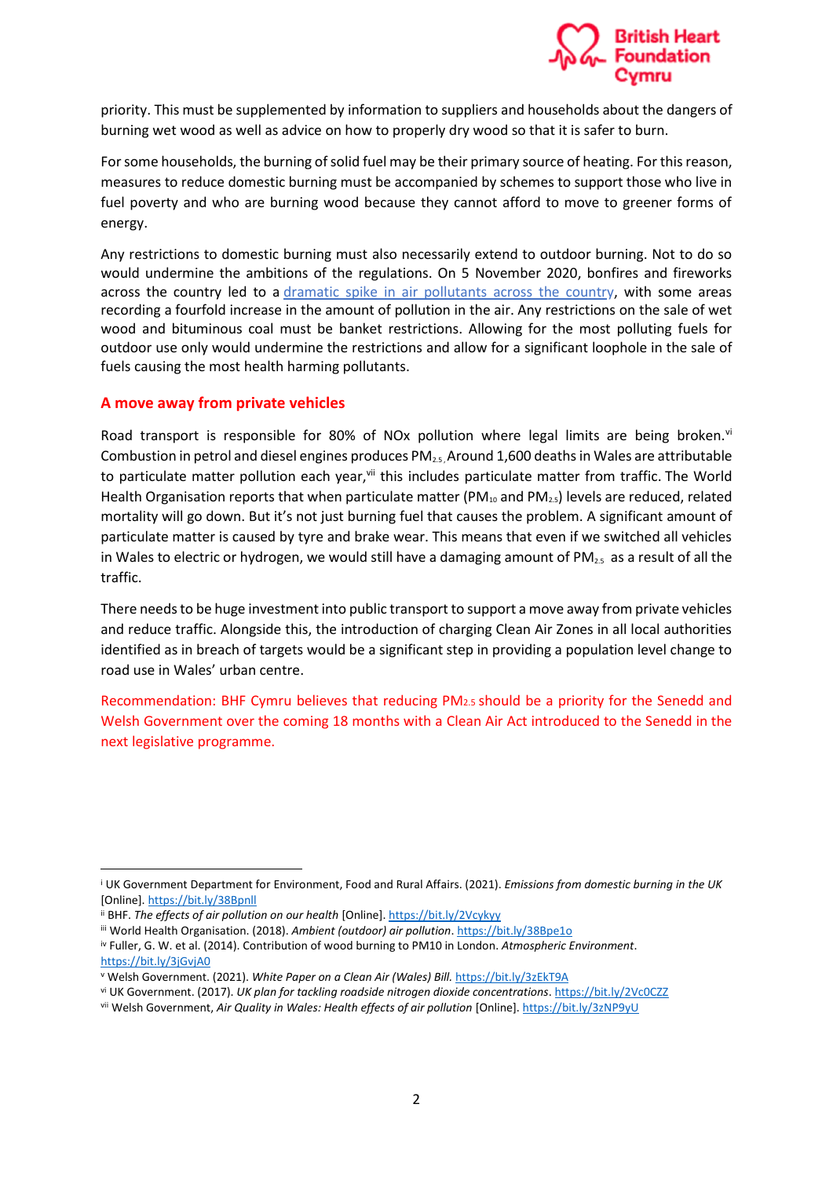priority. This must be supplemented by information to suppliers and households about the dangers of burning wet wood as well as advice on how to properly dry wood so that it is safer to burn.

For some households, the burning of solid fuel may be their primary source of heating. For this reason, measures to reduce domestic burning must be accompanied by schemes to support those who live in fuel poverty and who are burning wood because they cannot afford to move to greener forms of energy.

Any restrictions to domestic burning must also necessarily extend to outdoor burning. Not to do so would undermine the ambitions of the regulations. On 5 November 2020, bonfires and fireworks across the country led to a dramatic spike in air pollutants across the country, with some areas recording a fourfold increase in the amount of pollution in the air. Any restrictions on the sale of wet wood and bituminous coal must be banket restrictions. Allowing for the most polluting fuels for outdoor use only would undermine the restrictions and allow for a significant loophole in the sale of fuels causing the most health harming pollutants.

## A move away from private vehicles

Road transport is responsible for 80% of NOx pollution where legal limits are being broken.[vi] Combustion in petrol and diesel engines produces $PM_{2.5}$. Around 1,600 deaths in Wales are attributable to particulate matter pollution each year,[vii] this includes particulate matter from traffic. The World Health Organisation reports that when particulate matter ($PM_{10}$ and $PM_{2.5}$) levels are reduced, related mortality will go down. But it's not just burning fuel that causes the problem. A significant amount of particulate matter is caused by tyre and brake wear. This means that even if we switched all vehicles in Wales to electric or hydrogen, we would still have a damaging amount of $PM_{2.5}$ as a result of all the traffic.

There needs to be huge investment into public transport to support a move away from private vehicles and reduce traffic. Alongside this, the introduction of charging Clean Air Zones in all local authorities identified as in breach of targets would be a significant step in providing a population level change to road use in Wales' urban centre.

Recommendation: BHF Cymru believes that reducing $PM_{2.5}$ should be a priority for the Senedd and Welsh Government over the coming 18 months with a Clean Air Act introduced to the Senedd in the next legislative programme.

---

[i] UK Government Department for Environment, Food and Rural Affairs. (2021). *Emissions from domestic burning in the UK* [Online]. https://bit.ly/38Bpnll

[ii] BHF. *The effects of air pollution on our health* [Online]. https://bit.ly/2Vcykyy

[iii] World Health Organisation. (2018). *Ambient (outdoor) air pollution*. https://bit.ly/38Bpe1o

[iv] Fuller, G. W. et al. (2014). Contribution of wood burning to PM10 in London. *Atmospheric Environment*. https://bit.ly/3jGvjA0

[v] Welsh Government. (2021). *White Paper on a Clean Air (Wales) Bill.* https://bit.ly/3zEkT9A

[vi] UK Government. (2017). *UK plan for tackling roadside nitrogen dioxide concentrations*. https://bit.ly/2Vc0CZZ

[vii] Welsh Government, *Air Quality in Wales: Health effects of air pollution* [Online]. https://bit.ly/3zNP9yU